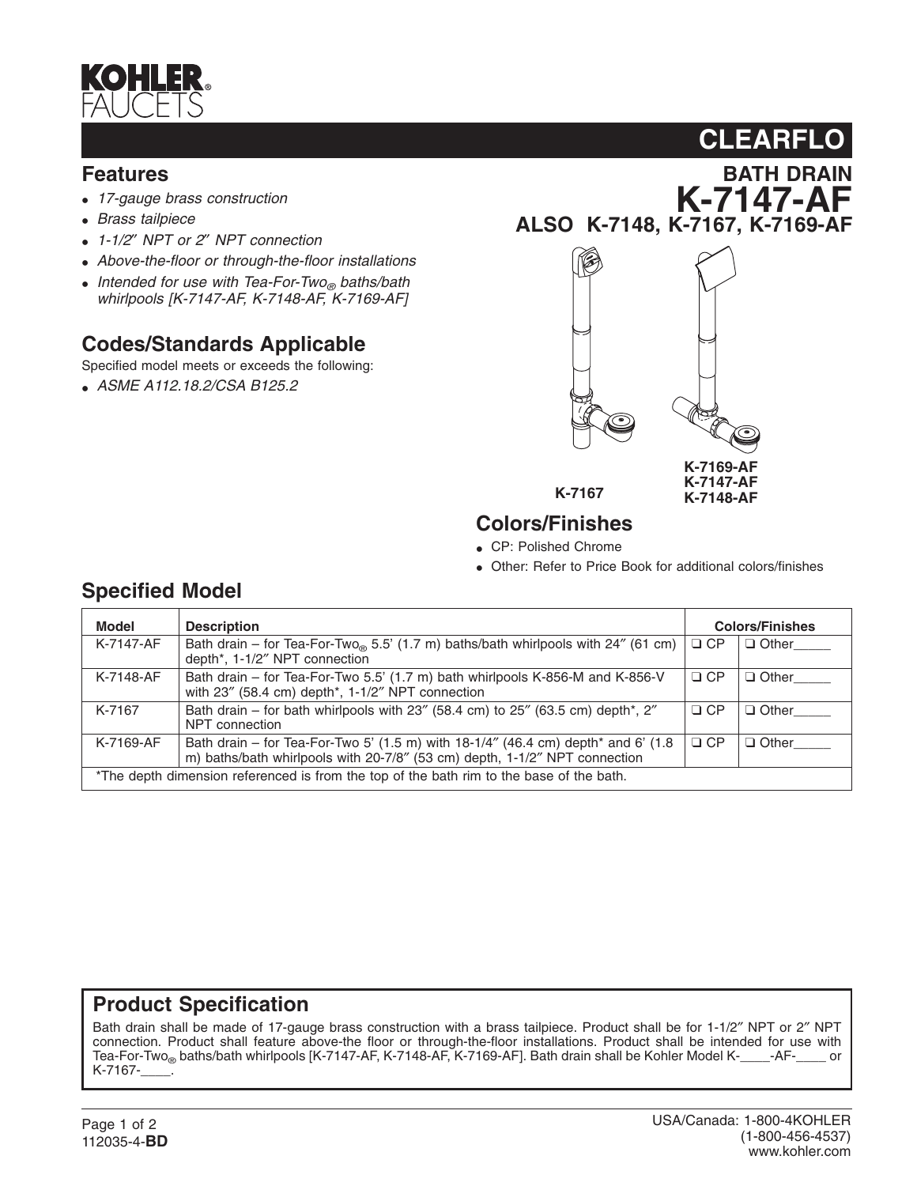# KOHLER FAUCETS

## CLEARFLO

### BATH DRAIN
# K-7147-AF
### ALSO K-7148, K-7167, K-7169-AF

## Features

- *17-gauge brass construction*
- *Brass tailpiece*
- *1-1/2″ NPT or 2″ NPT connection*
- *Above-the-floor or through-the-floor installations*
- *Intended for use with Tea-For-Two® baths/bath whirlpools [K-7147-AF, K-7148-AF, K-7169-AF]*

## Codes/Standards Applicable

Specified model meets or exceeds the following:

- *ASME A112.18.2/CSA B125.2*

K-7167

K-7169-AF
K-7147-AF
K-7148-AF

## Colors/Finishes

- CP: Polished Chrome
- Other: Refer to Price Book for additional colors/finishes

## Specified Model

| Model | Description | Colors/Finishes | |
|---|---|---|---|
| K-7147-AF | Bath drain – for Tea-For-Two® 5.5' (1.7 m) baths/bath whirlpools with 24″ (61 cm) depth*, 1-1/2″ NPT connection | ❑ CP | ❑ Other_____ |
| K-7148-AF | Bath drain – for Tea-For-Two 5.5' (1.7 m) bath whirlpools K-856-M and K-856-V with 23″ (58.4 cm) depth*, 1-1/2″ NPT connection | ❑ CP | ❑ Other_____ |
| K-7167 | Bath drain – for bath whirlpools with 23″ (58.4 cm) to 25″ (63.5 cm) depth*, 2″ NPT connection | ❑ CP | ❑ Other_____ |
| K-7169-AF | Bath drain – for Tea-For-Two 5' (1.5 m) with 18-1/4″ (46.4 cm) depth* and 6' (1.8 m) baths/bath whirlpools with 20-7/8″ (53 cm) depth, 1-1/2″ NPT connection | ❑ CP | ❑ Other_____ |

*The depth dimension referenced is from the top of the bath rim to the base of the bath.

## Product Specification

Bath drain shall be made of 17-gauge brass construction with a brass tailpiece. Product shall be for 1-1/2″ NPT or 2″ NPT connection. Product shall feature above-the floor or through-the-floor installations. Product shall be intended for use with Tea-For-Two® baths/bath whirlpools [K-7147-AF, K-7148-AF, K-7169-AF]. Bath drain shall be Kohler Model K-____-AF-____ or K-7167-____.

112035-4-**BD**

USA/Canada: 1-800-4KOHLER
(1-800-456-4537)
www.kohler.com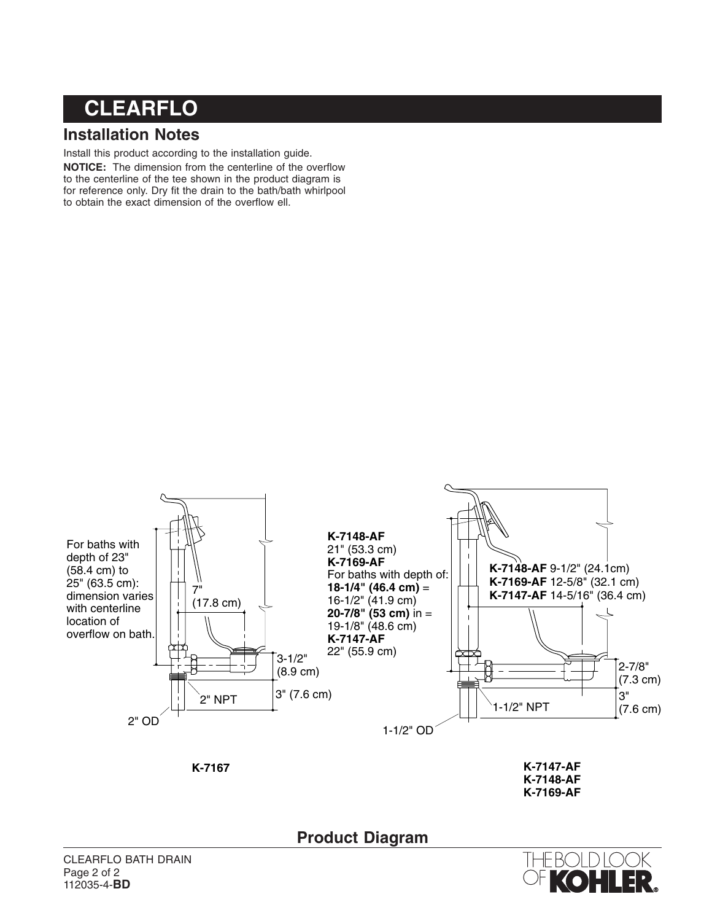# CLEARFLO

## Installation Notes

Install this product according to the installation guide.

**NOTICE:** The dimension from the centerline of the overflow to the centerline of the tee shown in the product diagram is for reference only. Dry fit the drain to the bath/bath whirlpool to obtain the exact dimension of the overflow ell.

For baths with depth of 23" (58.4 cm) to 25" (63.5 cm): dimension varies with centerline location of overflow on bath.

7" (17.8 cm)

3-1/2" (8.9 cm)

3" (7.6 cm)

2" NPT

2" OD

**K-7167**

**K-7148-AF**
21" (53.3 cm)
**K-7169-AF**
For baths with depth of:
**18-1/4" (46.4 cm)** =
16-1/2" (41.9 cm)
**20-7/8" (53 cm)** in =
19-1/8" (48.6 cm)
**K-7147-AF**
22" (55.9 cm)

**K-7148-AF** 9-1/2" (24.1cm)
**K-7169-AF** 12-5/8" (32.1 cm)
**K-7147-AF** 14-5/16" (36.4 cm)

2-7/8" (7.3 cm)

3" (7.6 cm)

1-1/2" NPT

1-1/2" OD

**K-7147-AF**
**K-7148-AF**
**K-7169-AF**

## Product Diagram